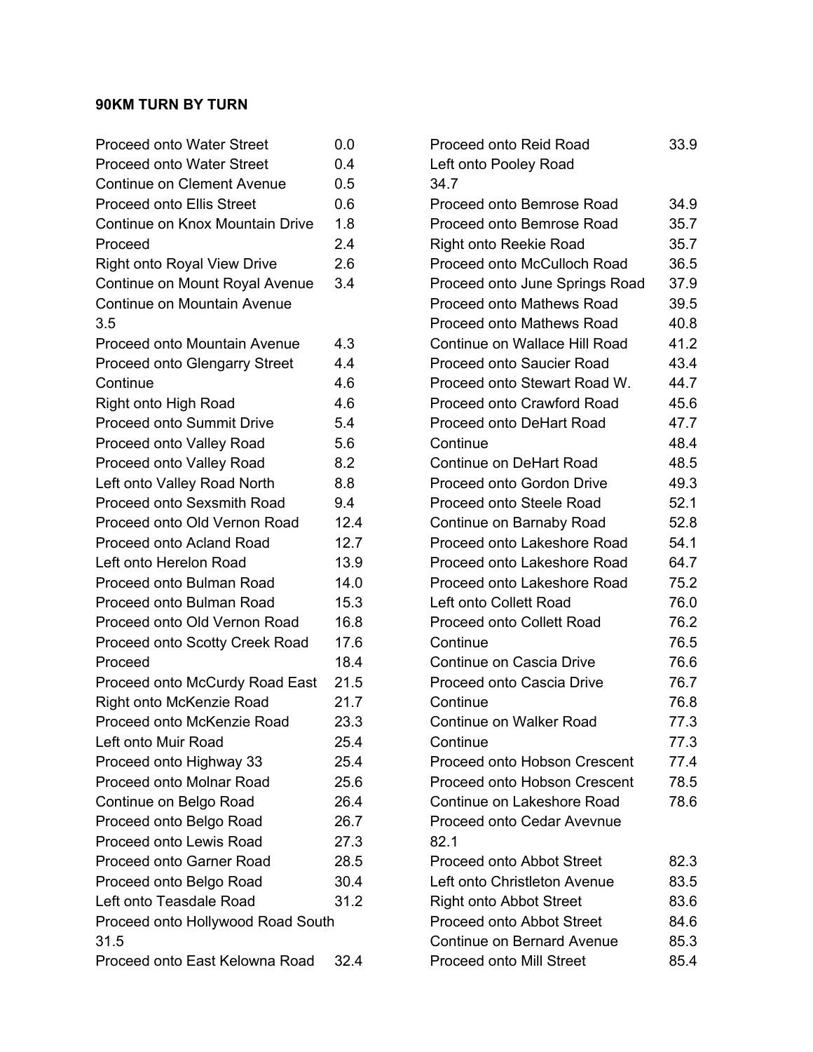**90KM TURN BY TURN**

| Direction | km |
|---|---|
| Proceed onto Water Street | 0.0 |
| Proceed onto Water Street | 0.4 |
| Continue on Clement Avenue | 0.5 |
| Proceed onto Ellis Street | 0.6 |
| Continue on Knox Mountain Drive | 1.8 |
| Proceed | 2.4 |
| Right onto Royal View Drive | 2.6 |
| Continue on Mount Royal Avenue | 3.4 |
| Continue on Mountain Avenue | 3.5 |
| Proceed onto Mountain Avenue | 4.3 |
| Proceed onto Glengarry Street | 4.4 |
| Continue | 4.6 |
| Right onto High Road | 4.6 |
| Proceed onto Summit Drive | 5.4 |
| Proceed onto Valley Road | 5.6 |
| Proceed onto Valley Road | 8.2 |
| Left onto Valley Road North | 8.8 |
| Proceed onto Sexsmith Road | 9.4 |
| Proceed onto Old Vernon Road | 12.4 |
| Proceed onto Acland Road | 12.7 |
| Left onto Herelon Road | 13.9 |
| Proceed onto Bulman Road | 14.0 |
| Proceed onto Bulman Road | 15.3 |
| Proceed onto Old Vernon Road | 16.8 |
| Proceed onto Scotty Creek Road | 17.6 |
| Proceed | 18.4 |
| Proceed onto McCurdy Road East | 21.5 |
| Right onto McKenzie Road | 21.7 |
| Proceed onto McKenzie Road | 23.3 |
| Left onto Muir Road | 25.4 |
| Proceed onto Highway 33 | 25.4 |
| Proceed onto Molnar Road | 25.6 |
| Continue on Belgo Road | 26.4 |
| Proceed onto Belgo Road | 26.7 |
| Proceed onto Lewis Road | 27.3 |
| Proceed onto Garner Road | 28.5 |
| Proceed onto Belgo Road | 30.4 |
| Left onto Teasdale Road | 31.2 |
| Proceed onto Hollywood Road South | 31.5 |
| Proceed onto East Kelowna Road | 32.4 |
| Proceed onto Reid Road | 33.9 |
| Left onto Pooley Road | 34.7 |
| Proceed onto Bemrose Road | 34.9 |
| Proceed onto Bemrose Road | 35.7 |
| Right onto Reekie Road | 35.7 |
| Proceed onto McCulloch Road | 36.5 |
| Proceed onto June Springs Road | 37.9 |
| Proceed onto Mathews Road | 39.5 |
| Proceed onto Mathews Road | 40.8 |
| Continue on Wallace Hill Road | 41.2 |
| Proceed onto Saucier Road | 43.4 |
| Proceed onto Stewart Road W. | 44.7 |
| Proceed onto Crawford Road | 45.6 |
| Proceed onto DeHart Road | 47.7 |
| Continue | 48.4 |
| Continue on DeHart Road | 48.5 |
| Proceed onto Gordon Drive | 49.3 |
| Proceed onto Steele Road | 52.1 |
| Continue on Barnaby Road | 52.8 |
| Proceed onto Lakeshore Road | 54.1 |
| Proceed onto Lakeshore Road | 64.7 |
| Proceed onto Lakeshore Road | 75.2 |
| Left onto Collett Road | 76.0 |
| Proceed onto Collett Road | 76.2 |
| Continue | 76.5 |
| Continue on Cascia Drive | 76.6 |
| Proceed onto Cascia Drive | 76.7 |
| Continue | 76.8 |
| Continue on Walker Road | 77.3 |
| Continue | 77.3 |
| Proceed onto Hobson Crescent | 77.4 |
| Proceed onto Hobson Crescent | 78.5 |
| Continue on Lakeshore Road | 78.6 |
| Proceed onto Cedar Avevnue | 82.1 |
| Proceed onto Abbot Street | 82.3 |
| Left onto Christleton Avenue | 83.5 |
| Right onto Abbot Street | 83.6 |
| Proceed onto Abbot Street | 84.6 |
| Continue on Bernard Avenue | 85.3 |
| Proceed onto Mill Street | 85.4 |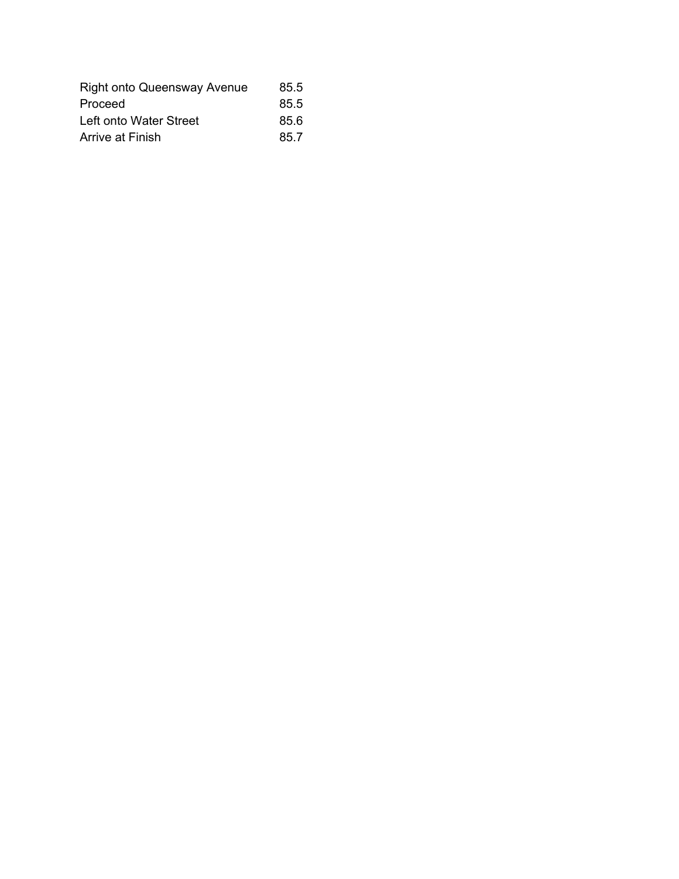| | |
|---|---|
| Right onto Queensway Avenue | 85.5 |
| Proceed | 85.5 |
| Left onto Water Street | 85.6 |
| Arrive at Finish | 85.7 |